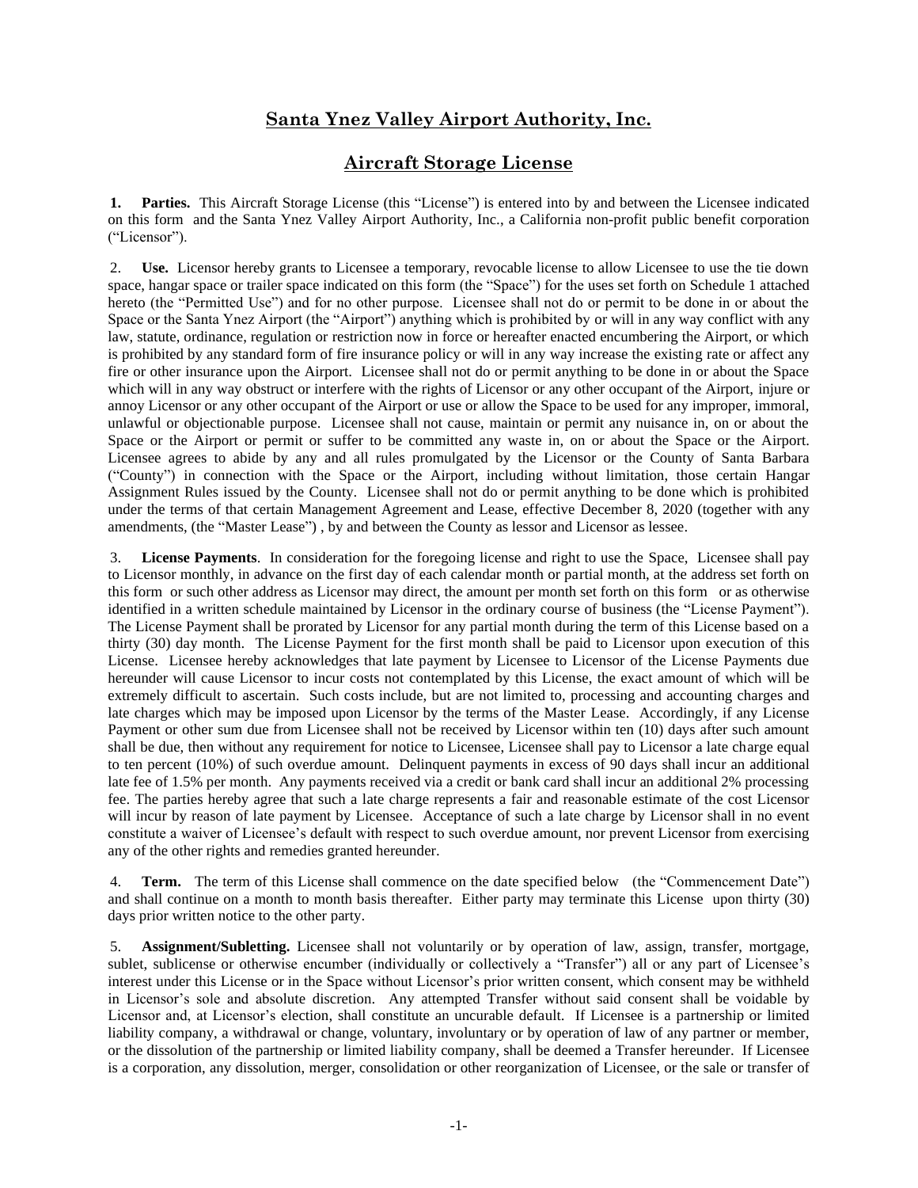# Santa Ynez Valley Airport Authority, Inc.

## Aircraft Storage License

**1. Parties.** This Aircraft Storage License (this "License") is entered into by and between the Licensee indicated on this form and the Santa Ynez Valley Airport Authority, Inc., a California non-profit public benefit corporation ("Licensor").

2. **Use.** Licensor hereby grants to Licensee a temporary, revocable license to allow Licensee to use the tie down space, hangar space or trailer space indicated on this form (the "Space") for the uses set forth on Schedule 1 attached hereto (the "Permitted Use") and for no other purpose. Licensee shall not do or permit to be done in or about the Space or the Santa Ynez Airport (the "Airport") anything which is prohibited by or will in any way conflict with any law, statute, ordinance, regulation or restriction now in force or hereafter enacted encumbering the Airport, or which is prohibited by any standard form of fire insurance policy or will in any way increase the existing rate or affect any fire or other insurance upon the Airport. Licensee shall not do or permit anything to be done in or about the Space which will in any way obstruct or interfere with the rights of Licensor or any other occupant of the Airport, injure or annoy Licensor or any other occupant of the Airport or use or allow the Space to be used for any improper, immoral, unlawful or objectionable purpose. Licensee shall not cause, maintain or permit any nuisance in, on or about the Space or the Airport or permit or suffer to be committed any waste in, on or about the Space or the Airport. Licensee agrees to abide by any and all rules promulgated by the Licensor or the County of Santa Barbara ("County") in connection with the Space or the Airport, including without limitation, those certain Hangar Assignment Rules issued by the County. Licensee shall not do or permit anything to be done which is prohibited under the terms of that certain Management Agreement and Lease, effective December 8, 2020 (together with any amendments, (the "Master Lease") , by and between the County as lessor and Licensor as lessee.

3. **License Payments**. In consideration for the foregoing license and right to use the Space, Licensee shall pay to Licensor monthly, in advance on the first day of each calendar month or partial month, at the address set forth on this form or such other address as Licensor may direct, the amount per month set forth on this form or as otherwise identified in a written schedule maintained by Licensor in the ordinary course of business (the "License Payment"). The License Payment shall be prorated by Licensor for any partial month during the term of this License based on a thirty (30) day month. The License Payment for the first month shall be paid to Licensor upon execution of this License. Licensee hereby acknowledges that late payment by Licensee to Licensor of the License Payments due hereunder will cause Licensor to incur costs not contemplated by this License, the exact amount of which will be extremely difficult to ascertain. Such costs include, but are not limited to, processing and accounting charges and late charges which may be imposed upon Licensor by the terms of the Master Lease. Accordingly, if any License Payment or other sum due from Licensee shall not be received by Licensor within ten (10) days after such amount shall be due, then without any requirement for notice to Licensee, Licensee shall pay to Licensor a late charge equal to ten percent (10%) of such overdue amount. Delinquent payments in excess of 90 days shall incur an additional late fee of 1.5% per month. Any payments received via a credit or bank card shall incur an additional 2% processing fee. The parties hereby agree that such a late charge represents a fair and reasonable estimate of the cost Licensor will incur by reason of late payment by Licensee. Acceptance of such a late charge by Licensor shall in no event constitute a waiver of Licensee's default with respect to such overdue amount, nor prevent Licensor from exercising any of the other rights and remedies granted hereunder.

4. **Term.** The term of this License shall commence on the date specified below (the "Commencement Date") and shall continue on a month to month basis thereafter. Either party may terminate this License upon thirty (30) days prior written notice to the other party.

5. **Assignment/Subletting.** Licensee shall not voluntarily or by operation of law, assign, transfer, mortgage, sublet, sublicense or otherwise encumber (individually or collectively a "Transfer") all or any part of Licensee's interest under this License or in the Space without Licensor's prior written consent, which consent may be withheld in Licensor's sole and absolute discretion. Any attempted Transfer without said consent shall be voidable by Licensor and, at Licensor's election, shall constitute an uncurable default. If Licensee is a partnership or limited liability company, a withdrawal or change, voluntary, involuntary or by operation of law of any partner or member, or the dissolution of the partnership or limited liability company, shall be deemed a Transfer hereunder. If Licensee is a corporation, any dissolution, merger, consolidation or other reorganization of Licensee, or the sale or transfer of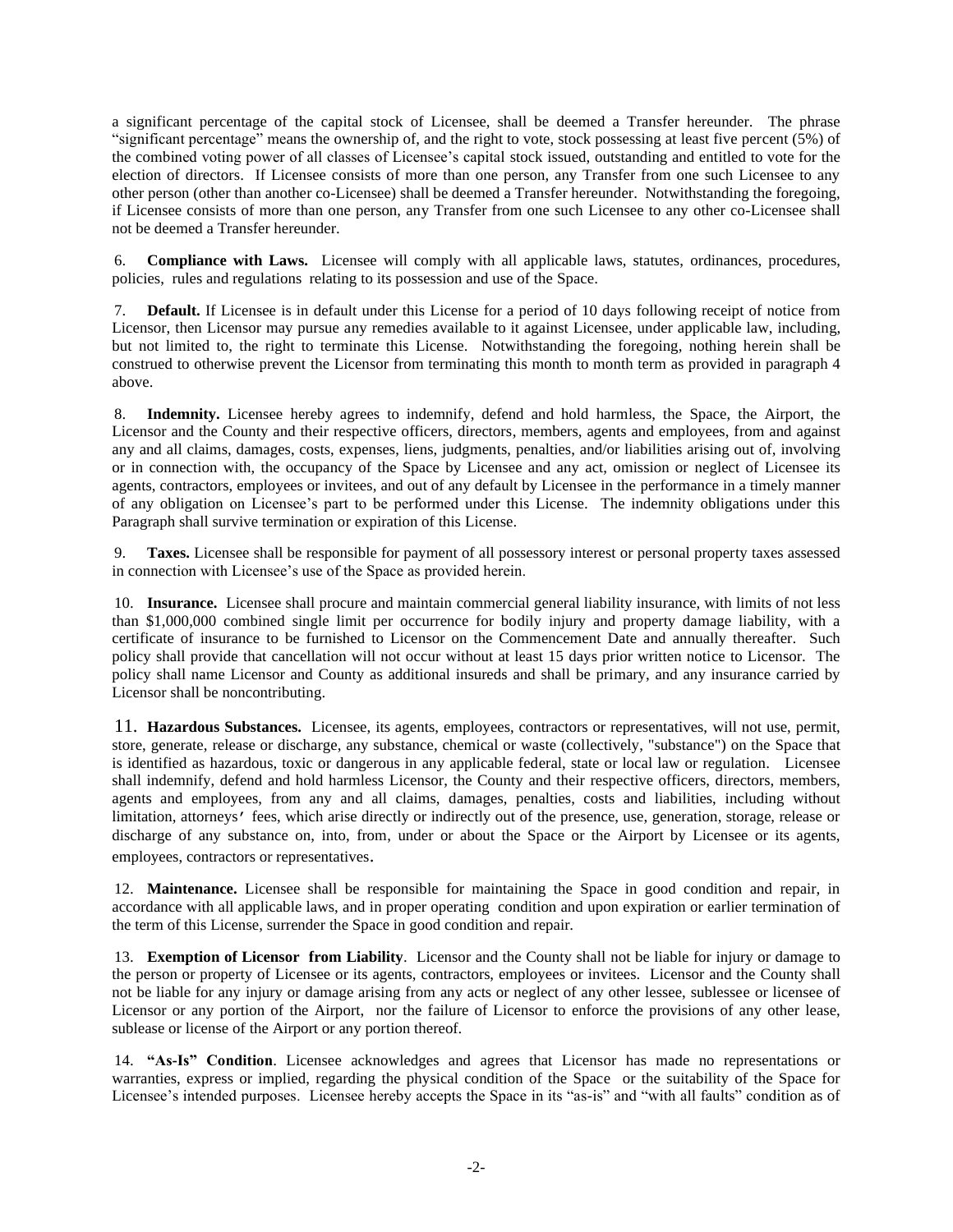a significant percentage of the capital stock of Licensee, shall be deemed a Transfer hereunder. The phrase "significant percentage" means the ownership of, and the right to vote, stock possessing at least five percent (5%) of the combined voting power of all classes of Licensee's capital stock issued, outstanding and entitled to vote for the election of directors. If Licensee consists of more than one person, any Transfer from one such Licensee to any other person (other than another co-Licensee) shall be deemed a Transfer hereunder. Notwithstanding the foregoing, if Licensee consists of more than one person, any Transfer from one such Licensee to any other co-Licensee shall not be deemed a Transfer hereunder.

6. **Compliance with Laws.** Licensee will comply with all applicable laws, statutes, ordinances, procedures, policies, rules and regulations relating to its possession and use of the Space.

7. **Default.** If Licensee is in default under this License for a period of 10 days following receipt of notice from Licensor, then Licensor may pursue any remedies available to it against Licensee, under applicable law, including, but not limited to, the right to terminate this License. Notwithstanding the foregoing, nothing herein shall be construed to otherwise prevent the Licensor from terminating this month to month term as provided in paragraph 4 above.

8. **Indemnity.** Licensee hereby agrees to indemnify, defend and hold harmless, the Space, the Airport, the Licensor and the County and their respective officers, directors, members, agents and employees, from and against any and all claims, damages, costs, expenses, liens, judgments, penalties, and/or liabilities arising out of, involving or in connection with, the occupancy of the Space by Licensee and any act, omission or neglect of Licensee its agents, contractors, employees or invitees, and out of any default by Licensee in the performance in a timely manner of any obligation on Licensee's part to be performed under this License. The indemnity obligations under this Paragraph shall survive termination or expiration of this License.

9. **Taxes.** Licensee shall be responsible for payment of all possessory interest or personal property taxes assessed in connection with Licensee's use of the Space as provided herein.

10. **Insurance.** Licensee shall procure and maintain commercial general liability insurance, with limits of not less than $1,000,000 combined single limit per occurrence for bodily injury and property damage liability, with a certificate of insurance to be furnished to Licensor on the Commencement Date and annually thereafter. Such policy shall provide that cancellation will not occur without at least 15 days prior written notice to Licensor. The policy shall name Licensor and County as additional insureds and shall be primary, and any insurance carried by Licensor shall be noncontributing.

11. **Hazardous Substances.** Licensee, its agents, employees, contractors or representatives, will not use, permit, store, generate, release or discharge, any substance, chemical or waste (collectively, "substance") on the Space that is identified as hazardous, toxic or dangerous in any applicable federal, state or local law or regulation. Licensee shall indemnify, defend and hold harmless Licensor, the County and their respective officers, directors, members, agents and employees, from any and all claims, damages, penalties, costs and liabilities, including without limitation, attorneys' fees, which arise directly or indirectly out of the presence, use, generation, storage, release or discharge of any substance on, into, from, under or about the Space or the Airport by Licensee or its agents, employees, contractors or representatives.

12. **Maintenance.** Licensee shall be responsible for maintaining the Space in good condition and repair, in accordance with all applicable laws, and in proper operating condition and upon expiration or earlier termination of the term of this License, surrender the Space in good condition and repair.

13. **Exemption of Licensor from Liability**. Licensor and the County shall not be liable for injury or damage to the person or property of Licensee or its agents, contractors, employees or invitees. Licensor and the County shall not be liable for any injury or damage arising from any acts or neglect of any other lessee, sublessee or licensee of Licensor or any portion of the Airport, nor the failure of Licensor to enforce the provisions of any other lease, sublease or license of the Airport or any portion thereof.

14. **"As-Is" Condition**. Licensee acknowledges and agrees that Licensor has made no representations or warranties, express or implied, regarding the physical condition of the Space or the suitability of the Space for Licensee's intended purposes. Licensee hereby accepts the Space in its "as-is" and "with all faults" condition as of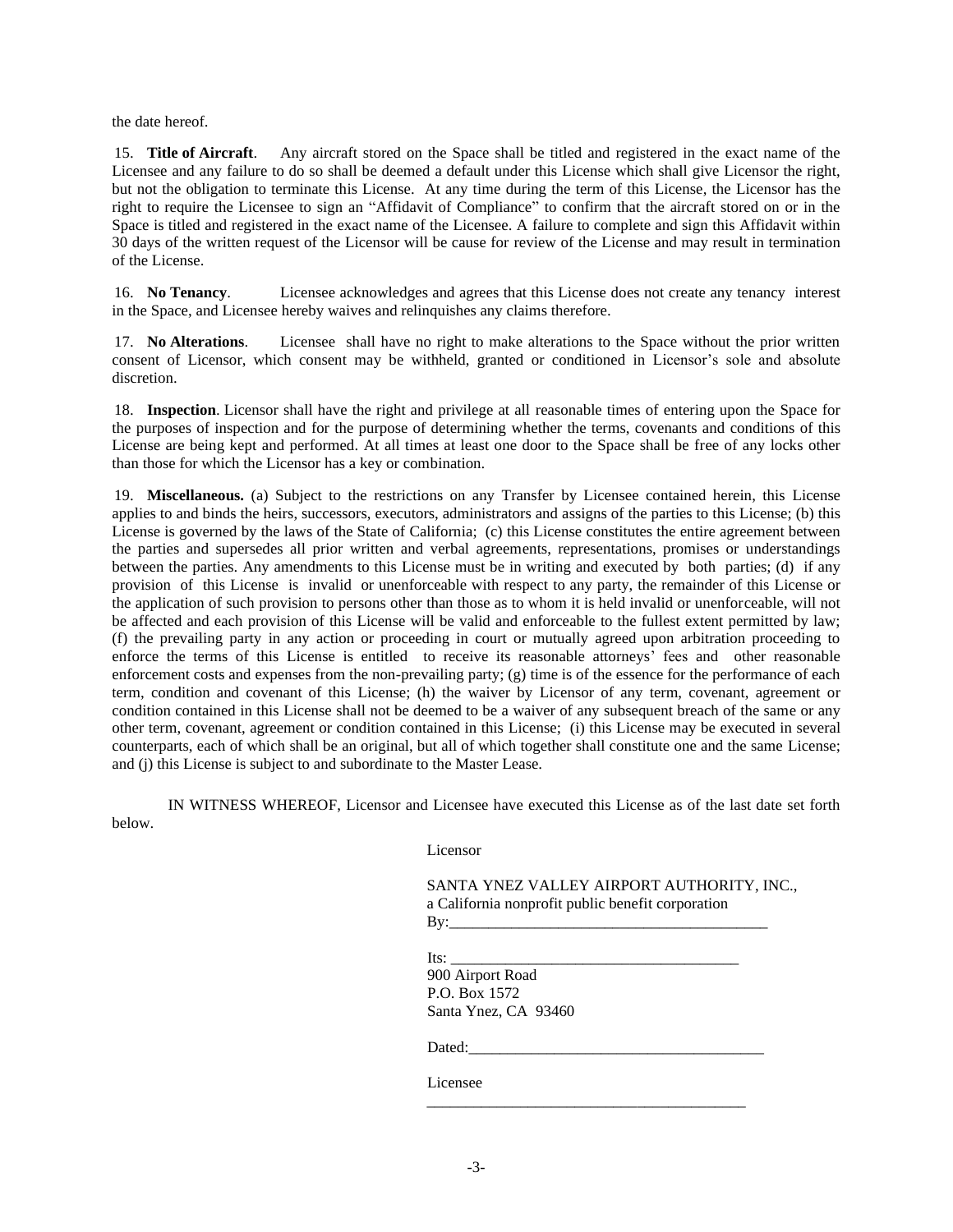the date hereof.

15. **Title of Aircraft**. Any aircraft stored on the Space shall be titled and registered in the exact name of the Licensee and any failure to do so shall be deemed a default under this License which shall give Licensor the right, but not the obligation to terminate this License. At any time during the term of this License, the Licensor has the right to require the Licensee to sign an "Affidavit of Compliance" to confirm that the aircraft stored on or in the Space is titled and registered in the exact name of the Licensee. A failure to complete and sign this Affidavit within 30 days of the written request of the Licensor will be cause for review of the License and may result in termination of the License.

16. **No Tenancy**. Licensee acknowledges and agrees that this License does not create any tenancy interest in the Space, and Licensee hereby waives and relinquishes any claims therefore.

17. **No Alterations**. Licensee shall have no right to make alterations to the Space without the prior written consent of Licensor, which consent may be withheld, granted or conditioned in Licensor's sole and absolute discretion.

18. **Inspection**. Licensor shall have the right and privilege at all reasonable times of entering upon the Space for the purposes of inspection and for the purpose of determining whether the terms, covenants and conditions of this License are being kept and performed. At all times at least one door to the Space shall be free of any locks other than those for which the Licensor has a key or combination.

19. **Miscellaneous.** (a) Subject to the restrictions on any Transfer by Licensee contained herein, this License applies to and binds the heirs, successors, executors, administrators and assigns of the parties to this License; (b) this License is governed by the laws of the State of California; (c) this License constitutes the entire agreement between the parties and supersedes all prior written and verbal agreements, representations, promises or understandings between the parties. Any amendments to this License must be in writing and executed by both parties; (d) if any provision of this License is invalid or unenforceable with respect to any party, the remainder of this License or the application of such provision to persons other than those as to whom it is held invalid or unenforceable, will not be affected and each provision of this License will be valid and enforceable to the fullest extent permitted by law; (f) the prevailing party in any action or proceeding in court or mutually agreed upon arbitration proceeding to enforce the terms of this License is entitled to receive its reasonable attorneys' fees and other reasonable enforcement costs and expenses from the non-prevailing party; (g) time is of the essence for the performance of each term, condition and covenant of this License; (h) the waiver by Licensor of any term, covenant, agreement or condition contained in this License shall not be deemed to be a waiver of any subsequent breach of the same or any other term, covenant, agreement or condition contained in this License; (i) this License may be executed in several counterparts, each of which shall be an original, but all of which together shall constitute one and the same License; and (j) this License is subject to and subordinate to the Master Lease.

IN WITNESS WHEREOF, Licensor and Licensee have executed this License as of the last date set forth below.

Licensor

SANTA YNEZ VALLEY AIRPORT AUTHORITY, INC.,
a California nonprofit public benefit corporation
By:________________________________________

Its: ____________________________________
900 Airport Road
P.O. Box 1572
Santa Ynez, CA 93460

Dated:______________________________________

Licensee
__________________________________________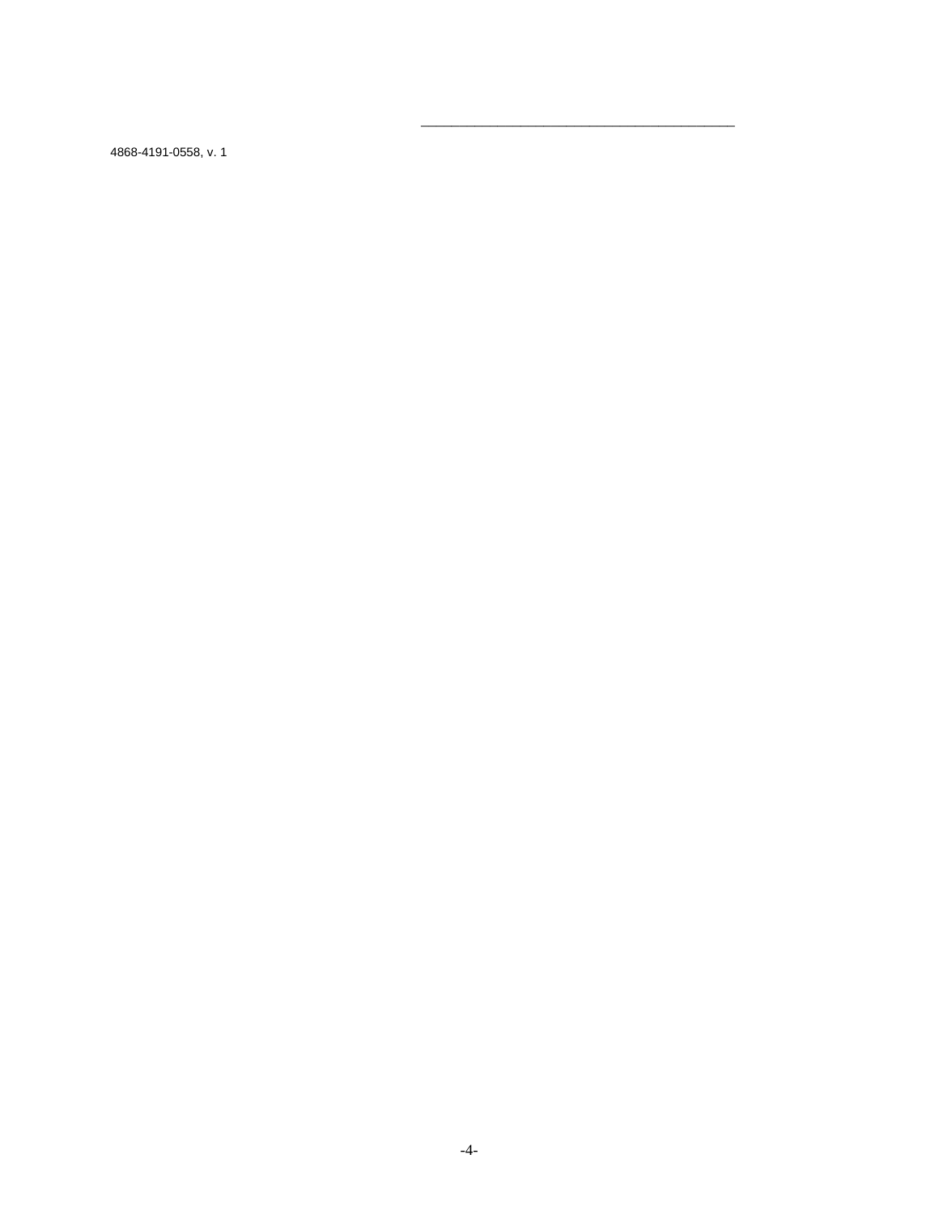\_\_\_\_\_\_\_\_\_\_\_\_\_\_\_\_\_\_\_\_\_\_\_\_\_\_\_\_\_\_\_\_\_\_\_\_\_\_\_\_

4868-4191-0558, v. 1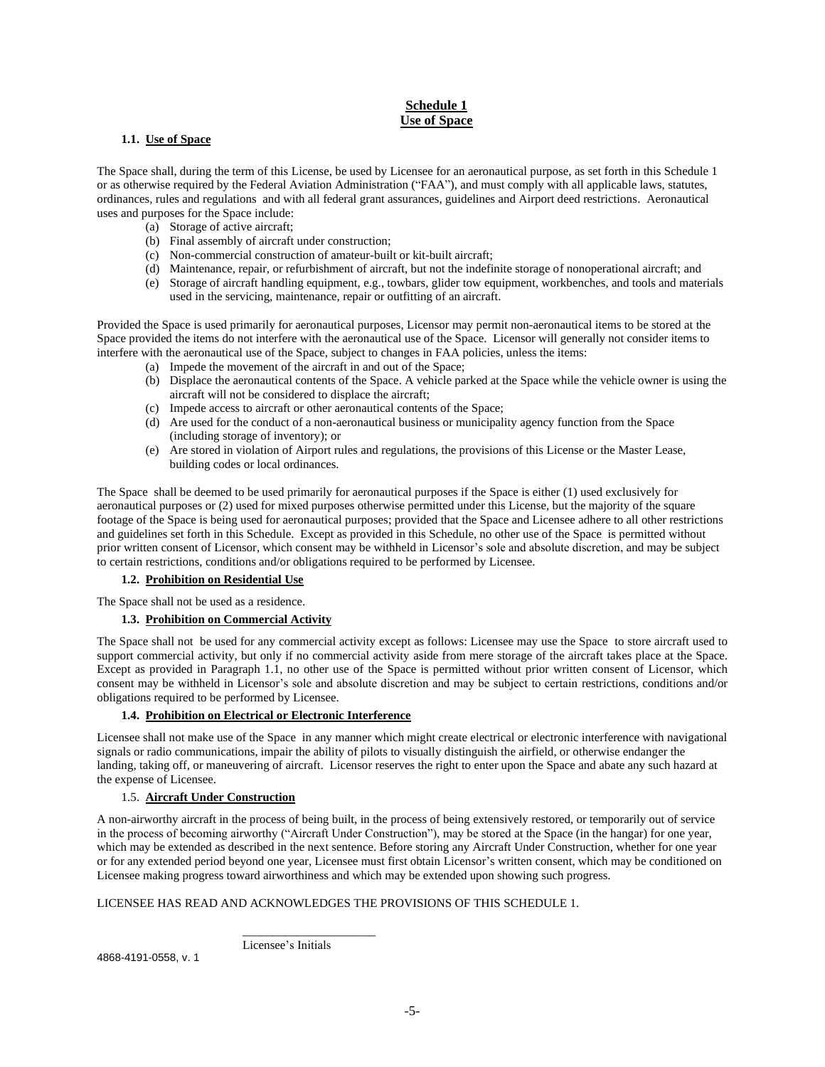# Schedule 1
# Use of Space

### 1.1. Use of Space

The Space shall, during the term of this License, be used by Licensee for an aeronautical purpose, as set forth in this Schedule 1 or as otherwise required by the Federal Aviation Administration ("FAA"), and must comply with all applicable laws, statutes, ordinances, rules and regulations and with all federal grant assurances, guidelines and Airport deed restrictions. Aeronautical uses and purposes for the Space include:

(a) Storage of active aircraft;
(b) Final assembly of aircraft under construction;
(c) Non-commercial construction of amateur-built or kit-built aircraft;
(d) Maintenance, repair, or refurbishment of aircraft, but not the indefinite storage of nonoperational aircraft; and
(e) Storage of aircraft handling equipment, e.g., towbars, glider tow equipment, workbenches, and tools and materials used in the servicing, maintenance, repair or outfitting of an aircraft.

Provided the Space is used primarily for aeronautical purposes, Licensor may permit non-aeronautical items to be stored at the Space provided the items do not interfere with the aeronautical use of the Space. Licensor will generally not consider items to interfere with the aeronautical use of the Space, subject to changes in FAA policies, unless the items:

(a) Impede the movement of the aircraft in and out of the Space;
(b) Displace the aeronautical contents of the Space. A vehicle parked at the Space while the vehicle owner is using the aircraft will not be considered to displace the aircraft;
(c) Impede access to aircraft or other aeronautical contents of the Space;
(d) Are used for the conduct of a non-aeronautical business or municipality agency function from the Space (including storage of inventory); or
(e) Are stored in violation of Airport rules and regulations, the provisions of this License or the Master Lease, building codes or local ordinances.

The Space shall be deemed to be used primarily for aeronautical purposes if the Space is either (1) used exclusively for aeronautical purposes or (2) used for mixed purposes otherwise permitted under this License, but the majority of the square footage of the Space is being used for aeronautical purposes; provided that the Space and Licensee adhere to all other restrictions and guidelines set forth in this Schedule. Except as provided in this Schedule, no other use of the Space is permitted without prior written consent of Licensor, which consent may be withheld in Licensor's sole and absolute discretion, and may be subject to certain restrictions, conditions and/or obligations required to be performed by Licensee.

### 1.2. Prohibition on Residential Use

The Space shall not be used as a residence.

### 1.3. Prohibition on Commercial Activity

The Space shall not be used for any commercial activity except as follows: Licensee may use the Space to store aircraft used to support commercial activity, but only if no commercial activity aside from mere storage of the aircraft takes place at the Space. Except as provided in Paragraph 1.1, no other use of the Space is permitted without prior written consent of Licensor, which consent may be withheld in Licensor's sole and absolute discretion and may be subject to certain restrictions, conditions and/or obligations required to be performed by Licensee.

### 1.4. Prohibition on Electrical or Electronic Interference

Licensee shall not make use of the Space in any manner which might create electrical or electronic interference with navigational signals or radio communications, impair the ability of pilots to visually distinguish the airfield, or otherwise endanger the landing, taking off, or maneuvering of aircraft. Licensor reserves the right to enter upon the Space and abate any such hazard at the expense of Licensee.

### 1.5. Aircraft Under Construction

A non-airworthy aircraft in the process of being built, in the process of being extensively restored, or temporarily out of service in the process of becoming airworthy ("Aircraft Under Construction"), may be stored at the Space (in the hangar) for one year, which may be extended as described in the next sentence. Before storing any Aircraft Under Construction, whether for one year or for any extended period beyond one year, Licensee must first obtain Licensor's written consent, which may be conditioned on Licensee making progress toward airworthiness and which may be extended upon showing such progress.

LICENSEE HAS READ AND ACKNOWLEDGES THE PROVISIONS OF THIS SCHEDULE 1.

______________________
Licensee's Initials

4868-4191-0558, v. 1